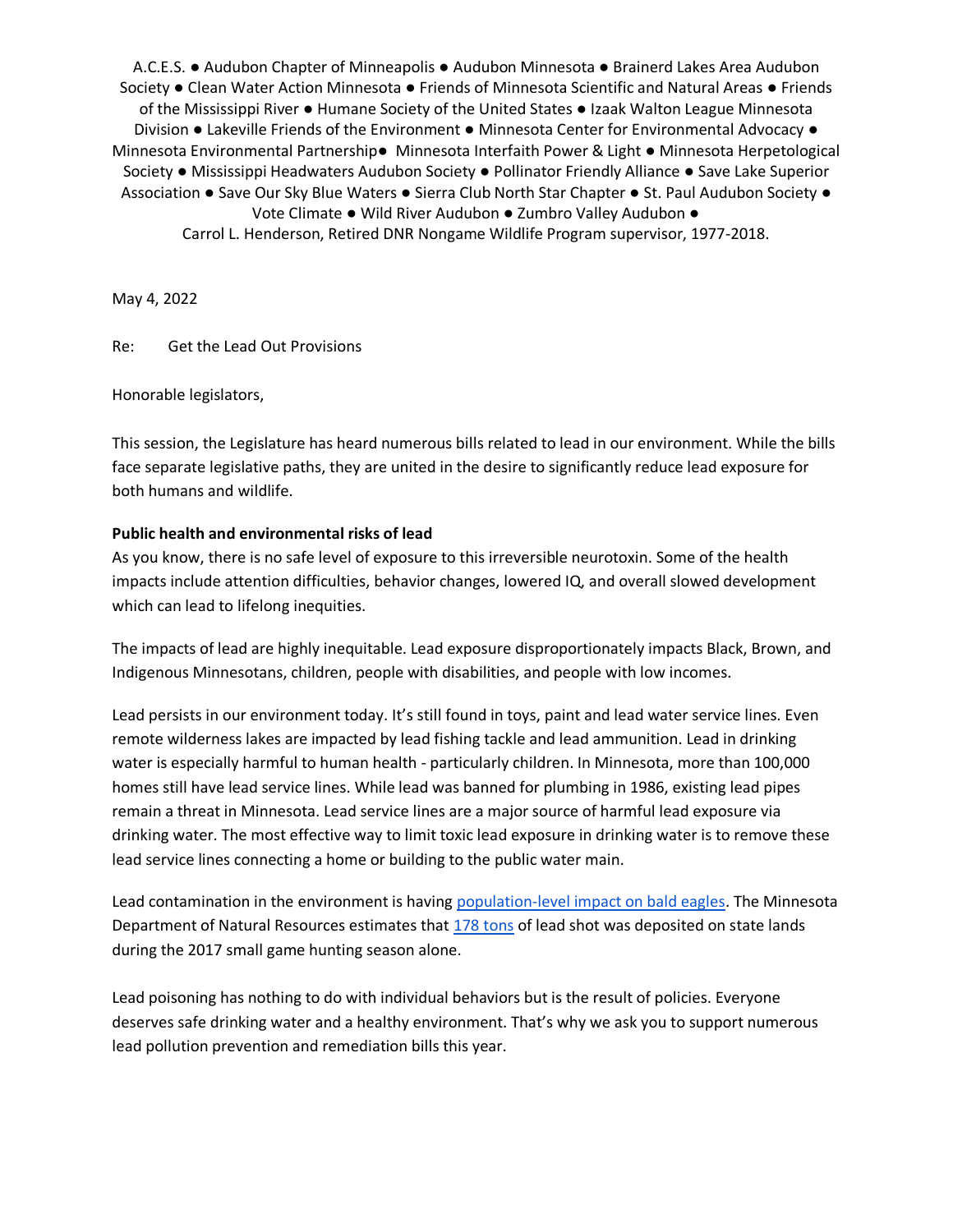A.C.E.S. ● Audubon Chapter of Minneapolis ● Audubon Minnesota ● Brainerd Lakes Area Audubon Society ● Clean Water Action Minnesota ● Friends of Minnesota Scientific and Natural Areas ● Friends of the Mississippi River ● Humane Society of the United States ● Izaak Walton League Minnesota Division ● Lakeville Friends of the Environment ● Minnesota Center for Environmental Advocacy ● Minnesota Environmental Partnership● Minnesota Interfaith Power & Light ● Minnesota Herpetological Society ● Mississippi Headwaters Audubon Society ● Pollinator Friendly Alliance ● Save Lake Superior Association ● Save Our Sky Blue Waters ● Sierra Club North Star Chapter ● St. Paul Audubon Society ● Vote Climate ● Wild River Audubon ● Zumbro Valley Audubon ●

Carrol L. Henderson, Retired DNR Nongame Wildlife Program supervisor, 1977-2018.

May 4, 2022

Re: Get the Lead Out Provisions

Honorable legislators,

This session, the Legislature has heard numerous bills related to lead in our environment. While the bills face separate legislative paths, they are united in the desire to significantly reduce lead exposure for both humans and wildlife.

**Public health and environmental risks of lead**

As you know, there is no safe level of exposure to this irreversible neurotoxin. Some of the health impacts include attention difficulties, behavior changes, lowered IQ, and overall slowed development which can lead to lifelong inequities.

The impacts of lead are highly inequitable. Lead exposure disproportionately impacts Black, Brown, and Indigenous Minnesotans, children, people with disabilities, and people with low incomes.

Lead persists in our environment today. It's still found in toys, paint and lead water service lines. Even remote wilderness lakes are impacted by lead fishing tackle and lead ammunition. Lead in drinking water is especially harmful to human health - particularly children. In Minnesota, more than 100,000 homes still have lead service lines. While lead was banned for plumbing in 1986, existing lead pipes remain a threat in Minnesota. Lead service lines are a major source of harmful lead exposure via drinking water. The most effective way to limit toxic lead exposure in drinking water is to remove these lead service lines connecting a home or building to the public water main.

Lead contamination in the environment is having population-level impact on bald eagles. The Minnesota Department of Natural Resources estimates that 178 tons of lead shot was deposited on state lands during the 2017 small game hunting season alone.

Lead poisoning has nothing to do with individual behaviors but is the result of policies. Everyone deserves safe drinking water and a healthy environment. That's why we ask you to support numerous lead pollution prevention and remediation bills this year.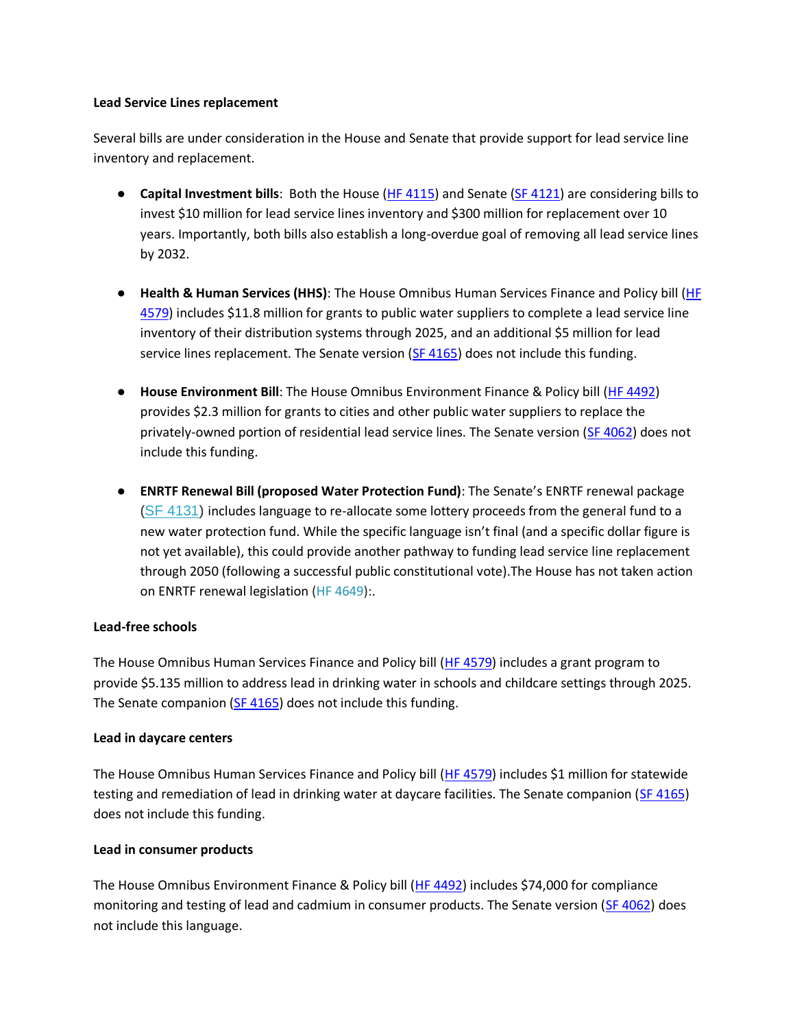**Lead Service Lines replacement**

Several bills are under consideration in the House and Senate that provide support for lead service line inventory and replacement.

- **Capital Investment bills**: Both the House (HF 4115) and Senate (SF 4121) are considering bills to invest $10 million for lead service lines inventory and $300 million for replacement over 10 years. Importantly, both bills also establish a long-overdue goal of removing all lead service lines by 2032.

- **Health & Human Services (HHS)**: The House Omnibus Human Services Finance and Policy bill (HF 4579) includes $11.8 million for grants to public water suppliers to complete a lead service line inventory of their distribution systems through 2025, and an additional $5 million for lead service lines replacement. The Senate version (SF 4165) does not include this funding.

- **House Environment Bill**: The House Omnibus Environment Finance & Policy bill (HF 4492) provides $2.3 million for grants to cities and other public water suppliers to replace the privately-owned portion of residential lead service lines. The Senate version (SF 4062) does not include this funding.

- **ENRTF Renewal Bill (proposed Water Protection Fund)**: The Senate's ENRTF renewal package (SF 4131) includes language to re-allocate some lottery proceeds from the general fund to a new water protection fund. While the specific language isn't final (and a specific dollar figure is not yet available), this could provide another pathway to funding lead service line replacement through 2050 (following a successful public constitutional vote).The House has not taken action on ENRTF renewal legislation (HF 4649):.

**Lead-free schools**

The House Omnibus Human Services Finance and Policy bill (HF 4579) includes a grant program to provide $5.135 million to address lead in drinking water in schools and childcare settings through 2025. The Senate companion (SF 4165) does not include this funding.

**Lead in daycare centers**

The House Omnibus Human Services Finance and Policy bill (HF 4579) includes $1 million for statewide testing and remediation of lead in drinking water at daycare facilities. The Senate companion (SF 4165) does not include this funding.

**Lead in consumer products**

The House Omnibus Environment Finance & Policy bill (HF 4492) includes $74,000 for compliance monitoring and testing of lead and cadmium in consumer products. The Senate version (SF 4062) does not include this language.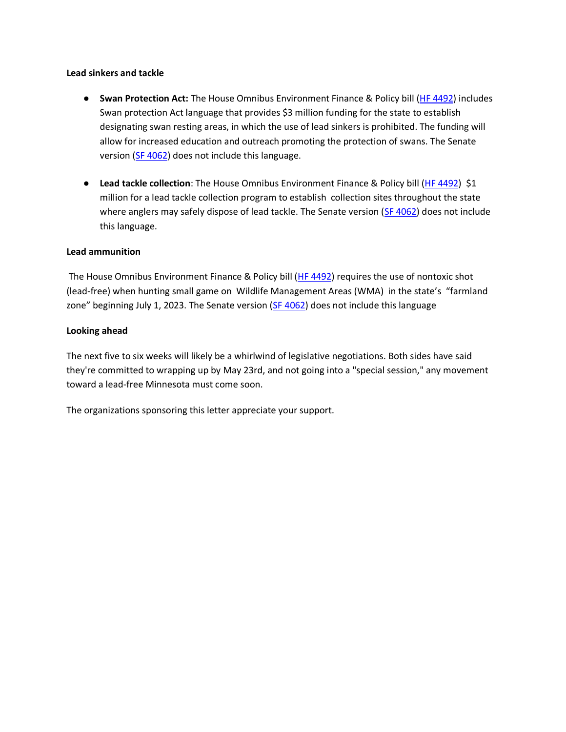**Lead sinkers and tackle**

- **Swan Protection Act:** The House Omnibus Environment Finance & Policy bill ([HF 4492](#)) includes Swan protection Act language that provides $3 million funding for the state to establish designating swan resting areas, in which the use of lead sinkers is prohibited. The funding will allow for increased education and outreach promoting the protection of swans. The Senate version ([SF 4062](#)) does not include this language.

- **Lead tackle collection**: The House Omnibus Environment Finance & Policy bill ([HF 4492](#)) $1 million for a lead tackle collection program to establish collection sites throughout the state where anglers may safely dispose of lead tackle. The Senate version ([SF 4062](#)) does not include this language.

**Lead ammunition**

The House Omnibus Environment Finance & Policy bill ([HF 4492](#)) requires the use of nontoxic shot (lead-free) when hunting small game on Wildlife Management Areas (WMA) in the state's "farmland zone" beginning July 1, 2023. The Senate version ([SF 4062](#)) does not include this language

**Looking ahead**

The next five to six weeks will likely be a whirlwind of legislative negotiations. Both sides have said they're committed to wrapping up by May 23rd, and not going into a "special session," any movement toward a lead-free Minnesota must come soon.

The organizations sponsoring this letter appreciate your support.